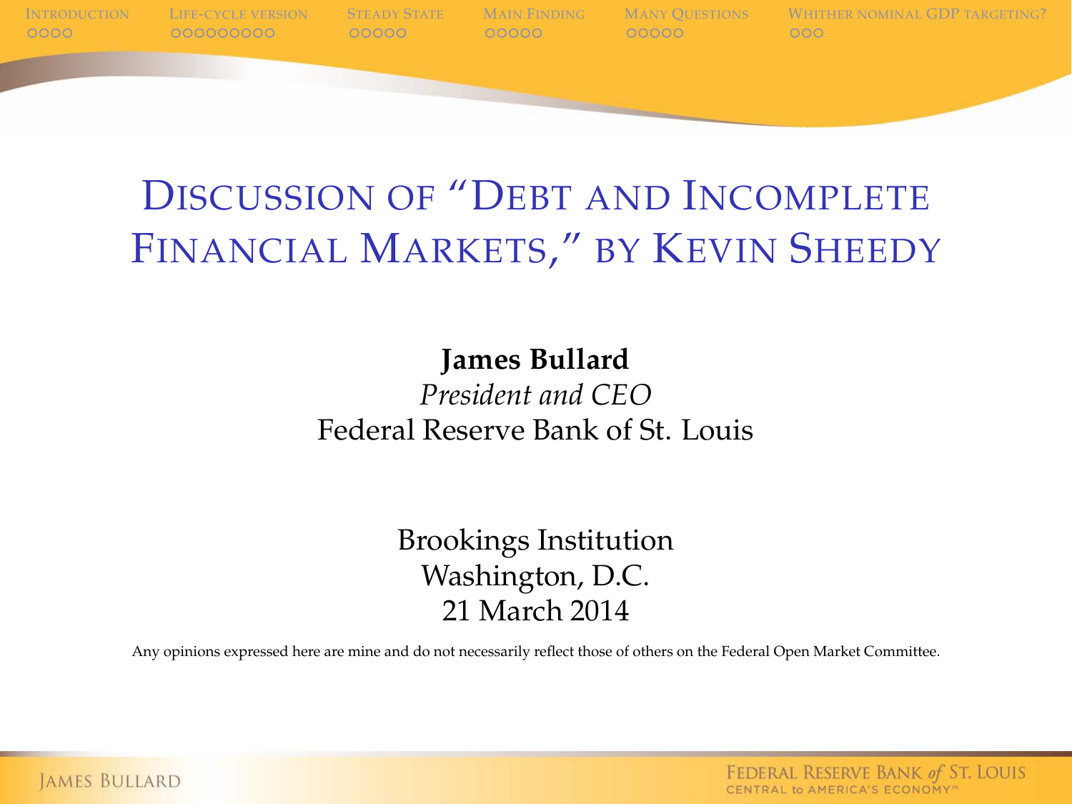# Discussion of "Debt and Incomplete Financial Markets," by Kevin Sheedy

**James Bullard**

*President and CEO*

Federal Reserve Bank of St. Louis

Brookings Institution
Washington, D.C.
21 March 2014

Any opinions expressed here are mine and do not necessarily reflect those of others on the Federal Open Market Committee.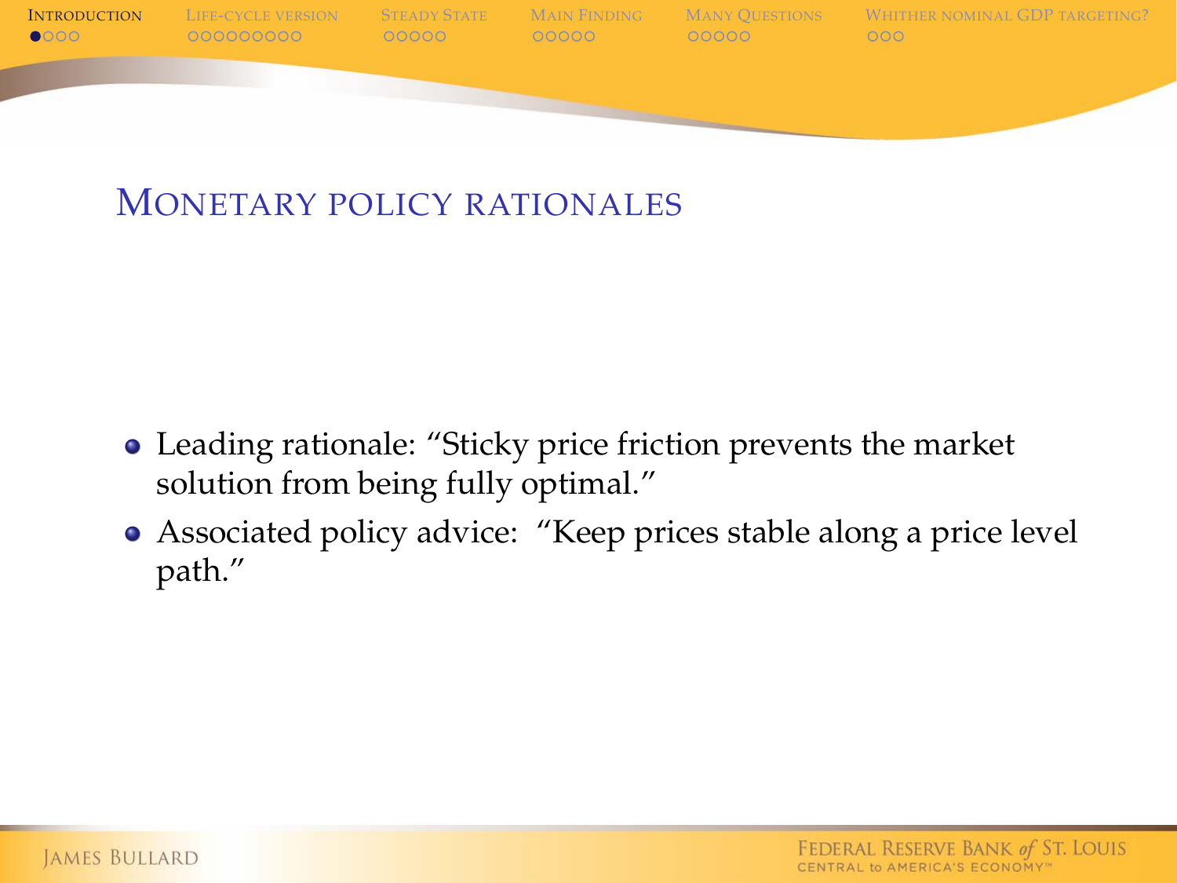## Monetary policy rationales

- Leading rationale: "Sticky price friction prevents the market solution from being fully optimal."
- Associated policy advice: "Keep prices stable along a price level path."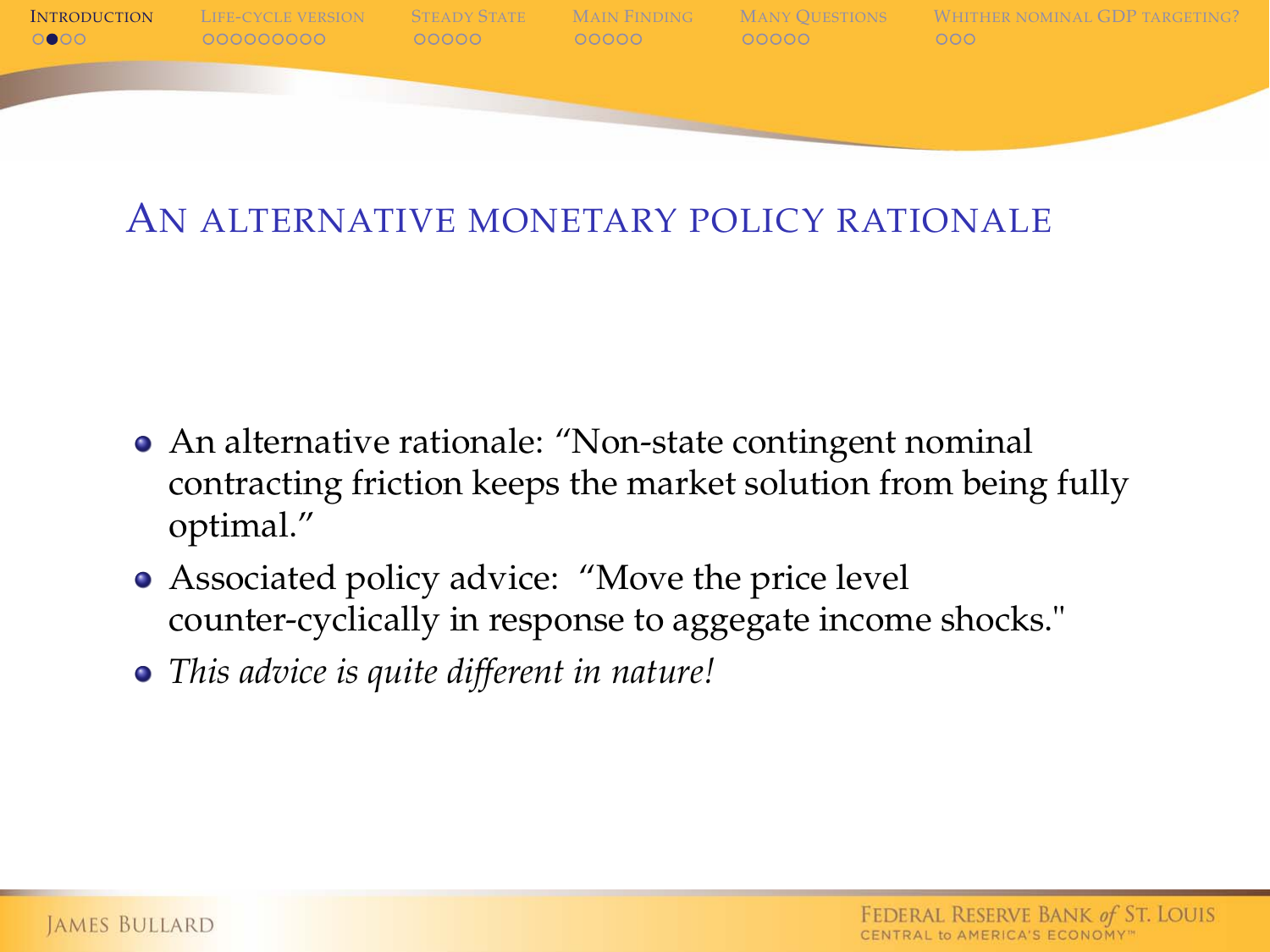## An alternative monetary policy rationale

- An alternative rationale: "Non-state contingent nominal contracting friction keeps the market solution from being fully optimal."
- Associated policy advice: "Move the price level counter-cyclically in response to aggegate income shocks."
- *This advice is quite different in nature!*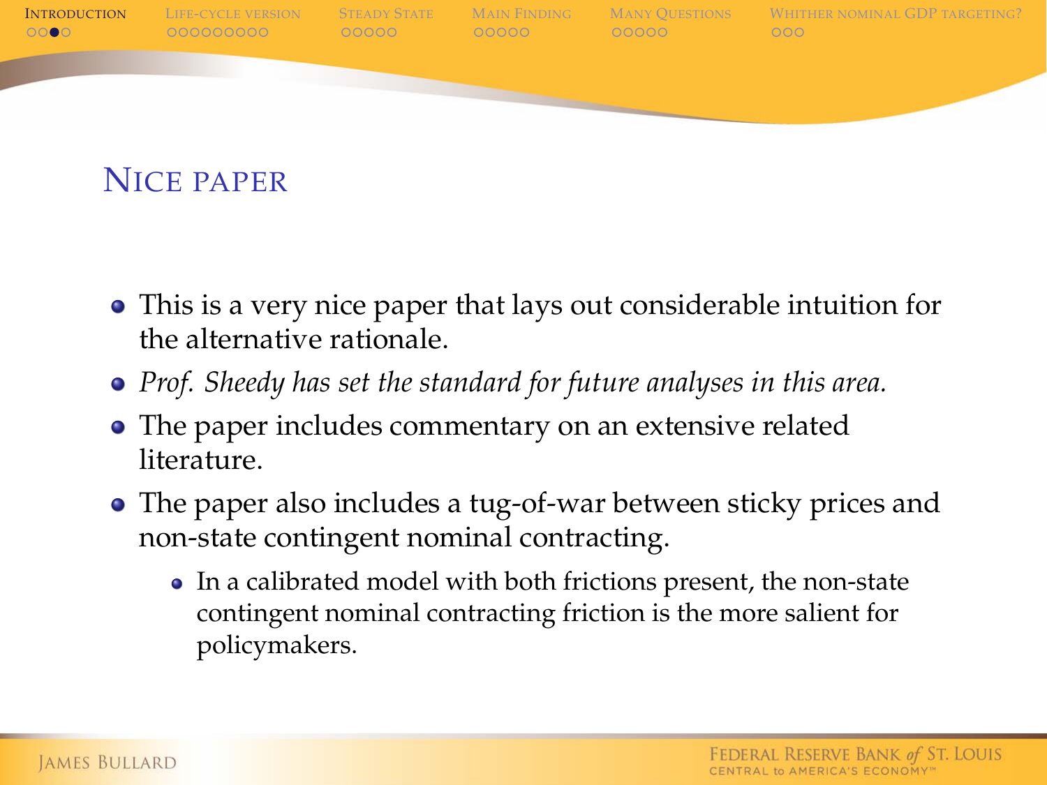## Nice paper

- This is a very nice paper that lays out considerable intuition for the alternative rationale.
- *Prof. Sheedy has set the standard for future analyses in this area.*
- The paper includes commentary on an extensive related literature.
- The paper also includes a tug-of-war between sticky prices and non-state contingent nominal contracting.
  - In a calibrated model with both frictions present, the non-state contingent nominal contracting friction is the more salient for policymakers.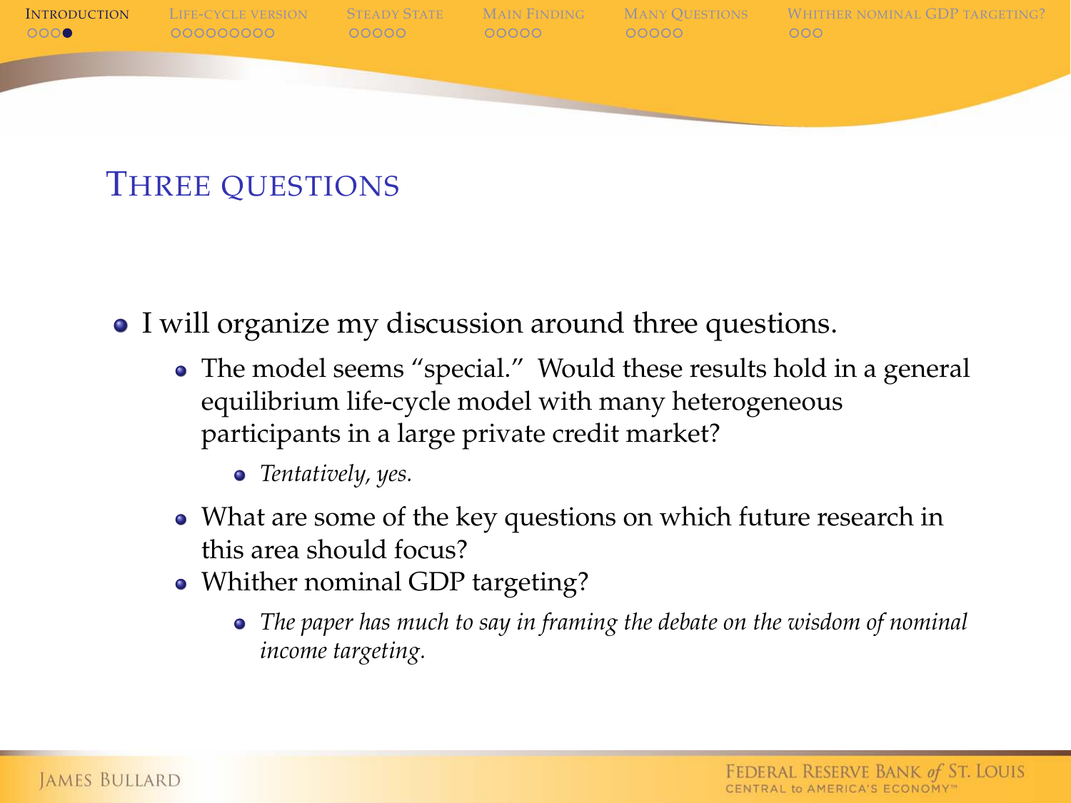# Three questions

- I will organize my discussion around three questions.
  - The model seems "special." Would these results hold in a general equilibrium life-cycle model with many heterogeneous participants in a large private credit market?
    - *Tentatively, yes.*
  - What are some of the key questions on which future research in this area should focus?
  - Whither nominal GDP targeting?
    - *The paper has much to say in framing the debate on the wisdom of nominal income targeting.*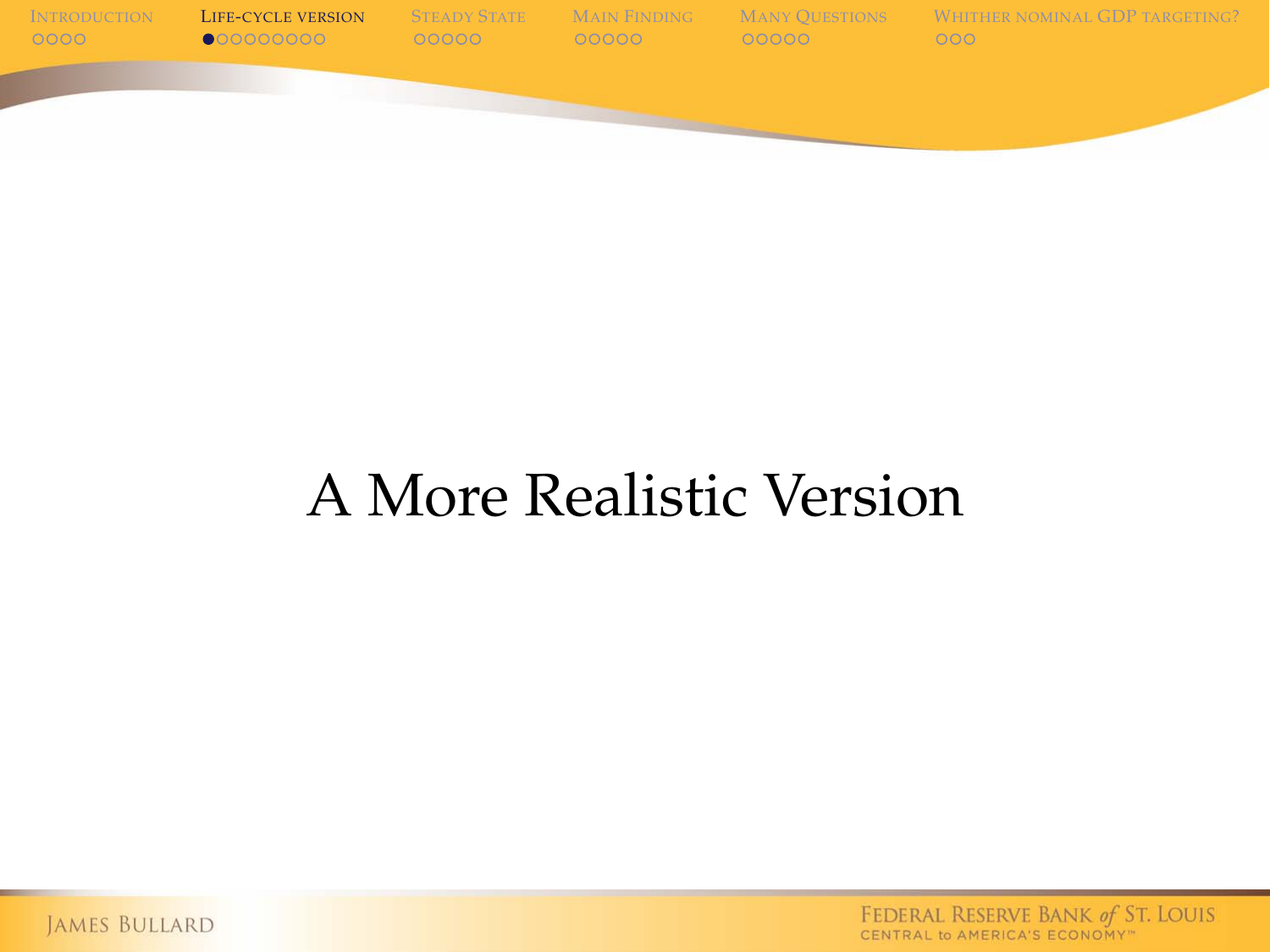# A More Realistic Version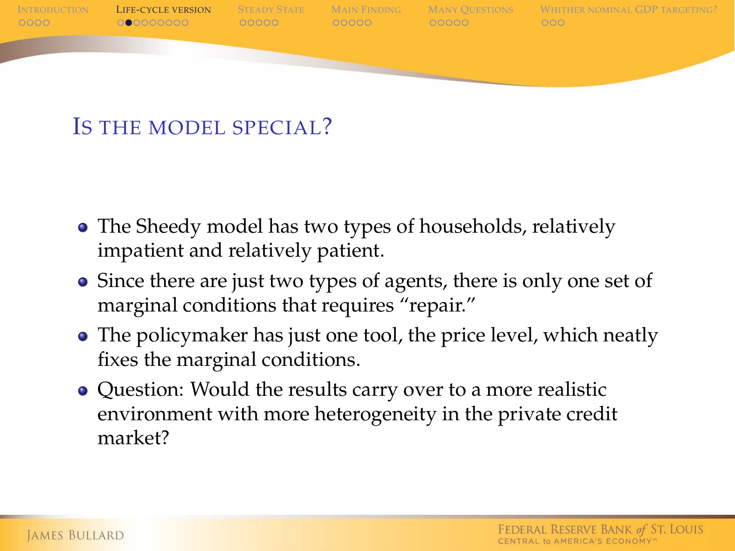## Is the model special?

- The Sheedy model has two types of households, relatively impatient and relatively patient.
- Since there are just two types of agents, there is only one set of marginal conditions that requires "repair."
- The policymaker has just one tool, the price level, which neatly fixes the marginal conditions.
- Question: Would the results carry over to a more realistic environment with more heterogeneity in the private credit market?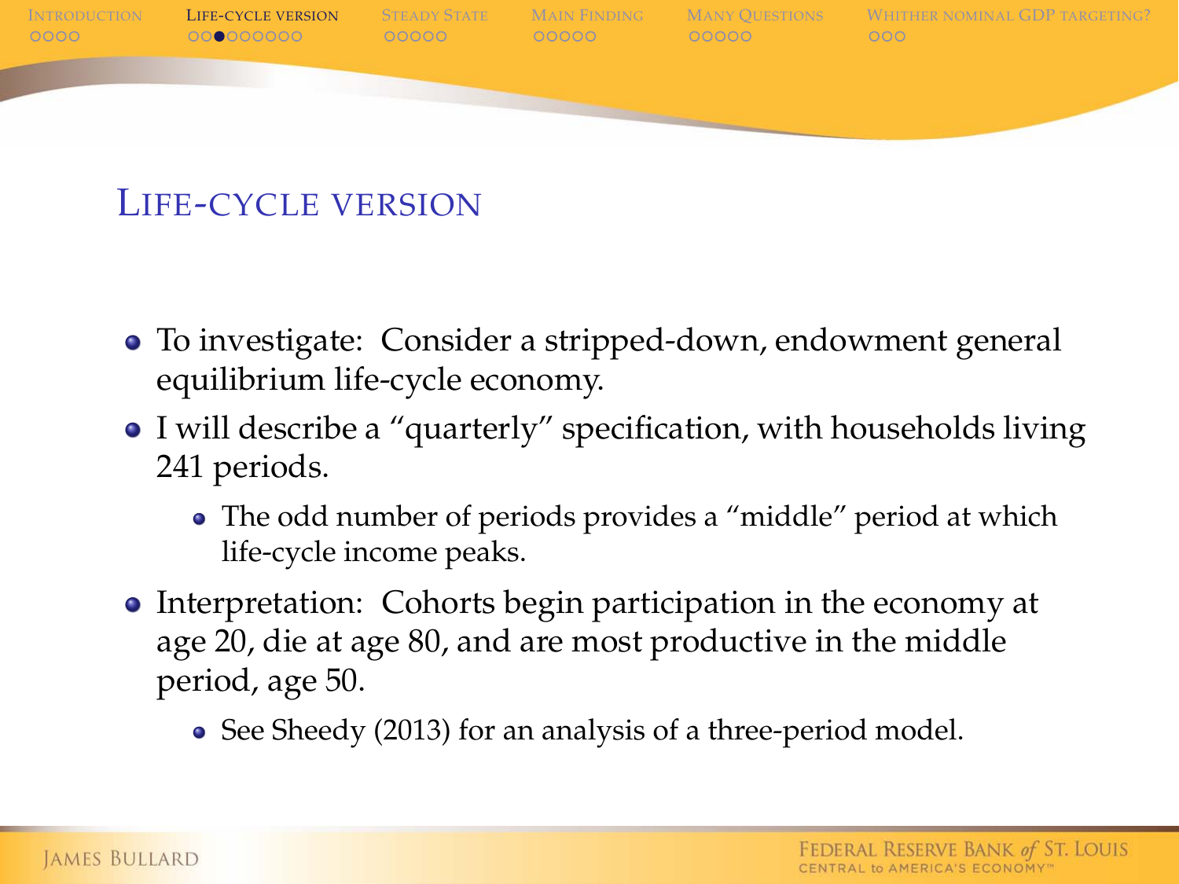## Life-cycle version

- To investigate: Consider a stripped-down, endowment general equilibrium life-cycle economy.
- I will describe a "quarterly" specification, with households living 241 periods.
  - The odd number of periods provides a "middle" period at which life-cycle income peaks.
- Interpretation: Cohorts begin participation in the economy at age 20, die at age 80, and are most productive in the middle period, age 50.
  - See Sheedy (2013) for an analysis of a three-period model.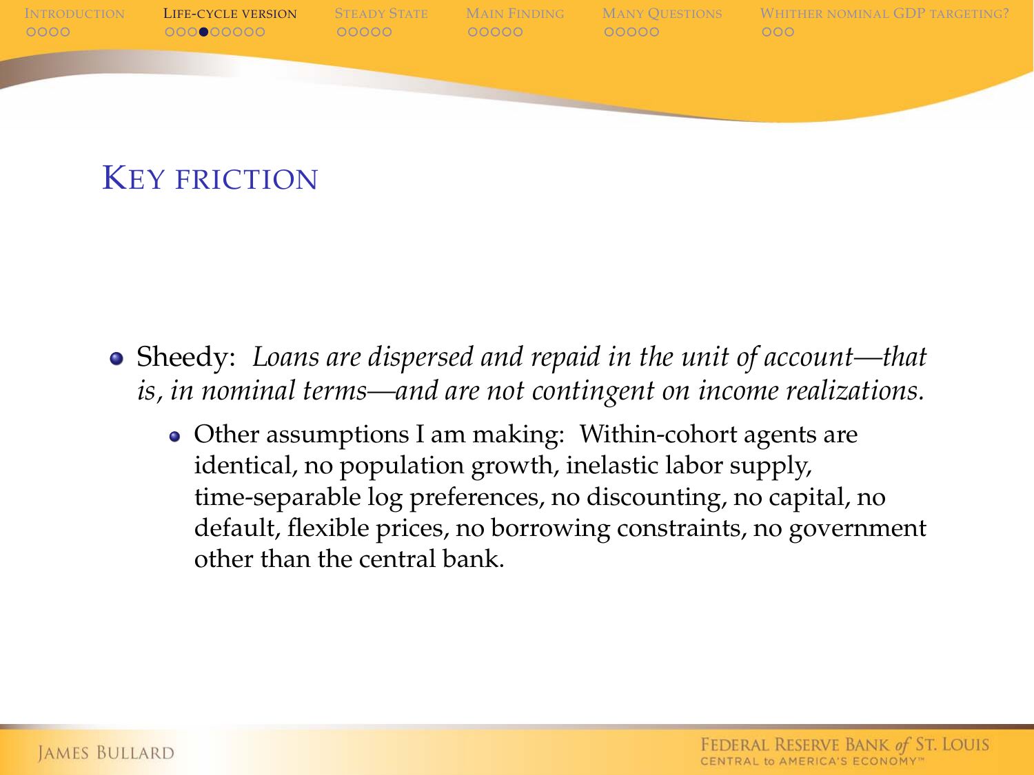## Key friction

- Sheedy: *Loans are dispersed and repaid in the unit of account—that is, in nominal terms—and are not contingent on income realizations.*
  - Other assumptions I am making: Within-cohort agents are identical, no population growth, inelastic labor supply, time-separable log preferences, no discounting, no capital, no default, flexible prices, no borrowing constraints, no government other than the central bank.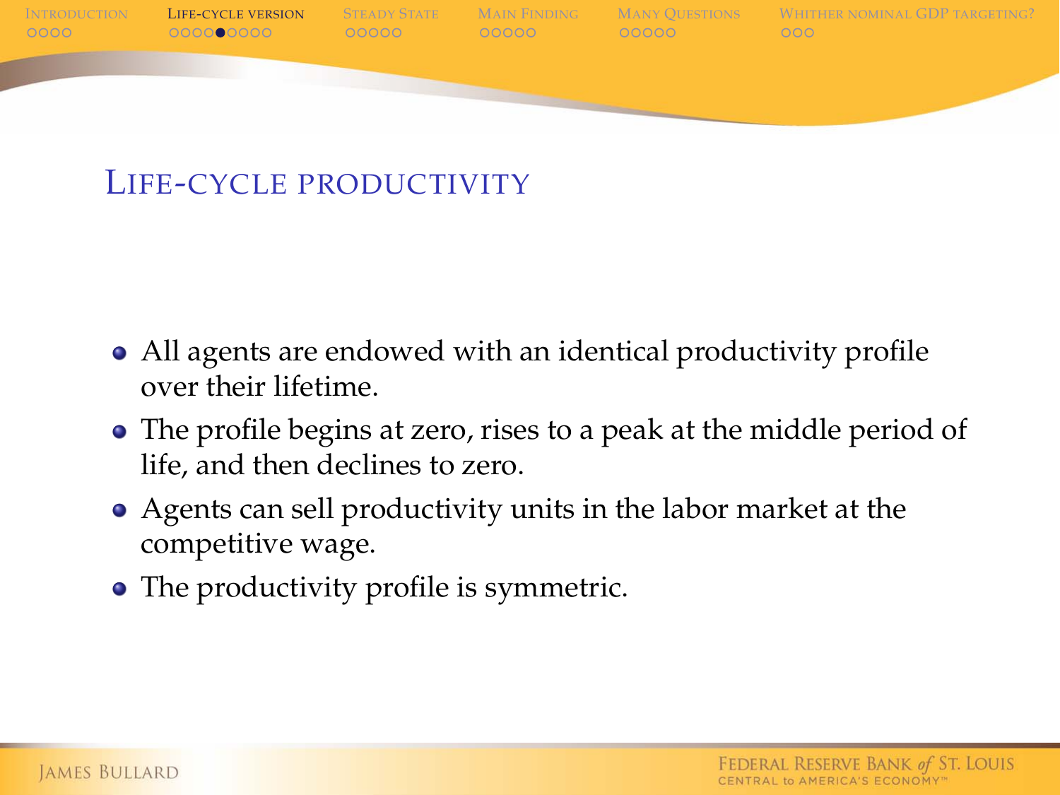## Life-cycle productivity

- All agents are endowed with an identical productivity profile over their lifetime.
- The profile begins at zero, rises to a peak at the middle period of life, and then declines to zero.
- Agents can sell productivity units in the labor market at the competitive wage.
- The productivity profile is symmetric.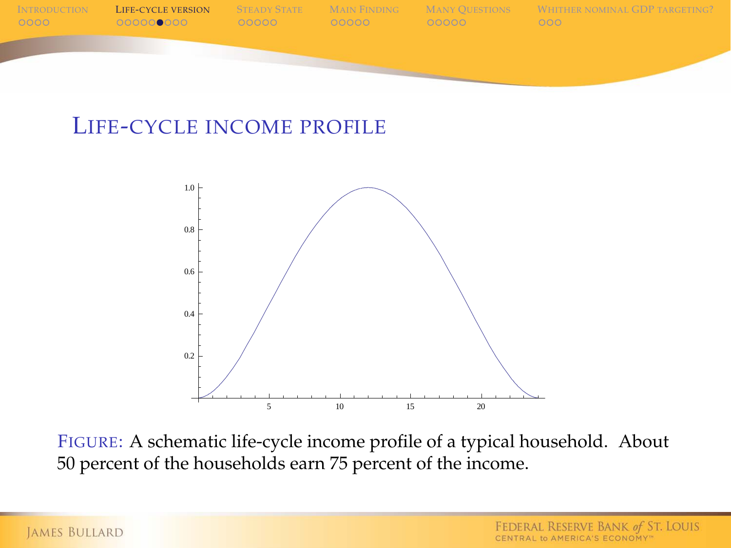## Life-cycle income profile

FIGURE: A schematic life-cycle income profile of a typical household. About 50 percent of the households earn 75 percent of the income.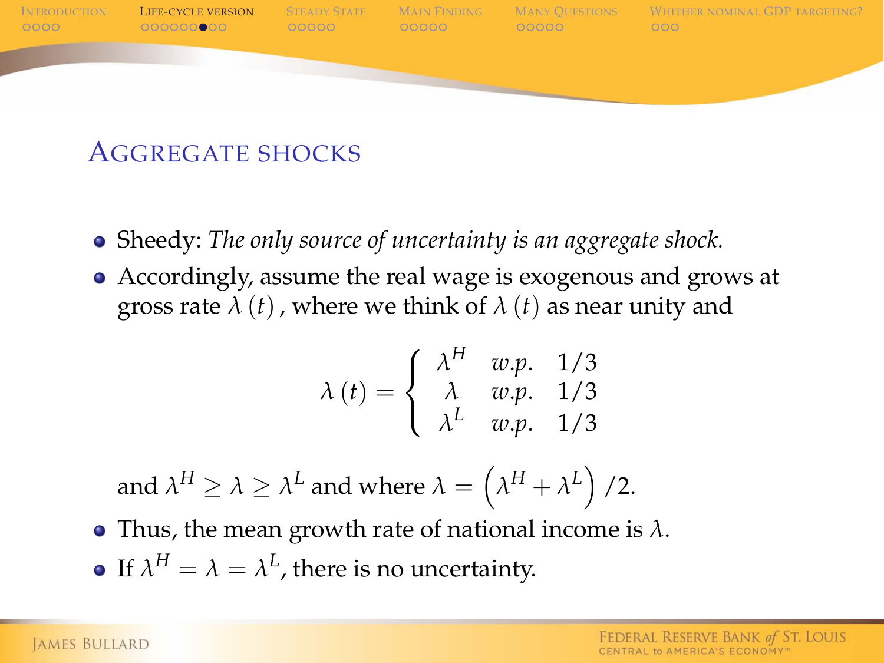## Aggregate shocks

- Sheedy: *The only source of uncertainty is an aggregate shock.*
- Accordingly, assume the real wage is exogenous and grows at gross rate $\lambda(t)$, where we think of $\lambda(t)$ as near unity and

$$\lambda(t) = \begin{cases} \lambda^H & w.p. \quad 1/3 \\ \lambda & w.p. \quad 1/3 \\ \lambda^L & w.p. \quad 1/3 \end{cases}$$

  and $\lambda^H \geq \lambda \geq \lambda^L$ and where $\lambda = \left(\lambda^H + \lambda^L\right)/2$.

- Thus, the mean growth rate of national income is $\lambda$.
- If $\lambda^H = \lambda = \lambda^L$, there is no uncertainty.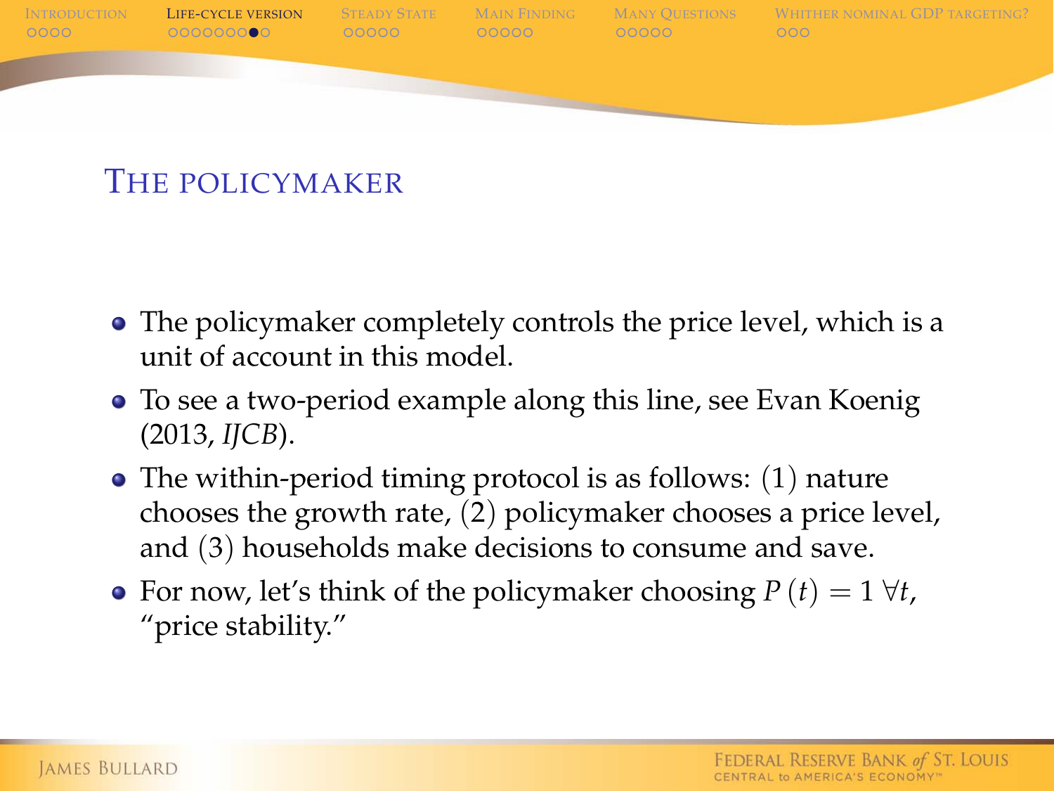## The policymaker

- The policymaker completely controls the price level, which is a unit of account in this model.
- To see a two-period example along this line, see Evan Koenig (2013, *IJCB*).
- The within-period timing protocol is as follows: (1) nature chooses the growth rate, (2) policymaker chooses a price level, and (3) households make decisions to consume and save.
- For now, let's think of the policymaker choosing $P(t) = 1 \ \forall t$, "price stability."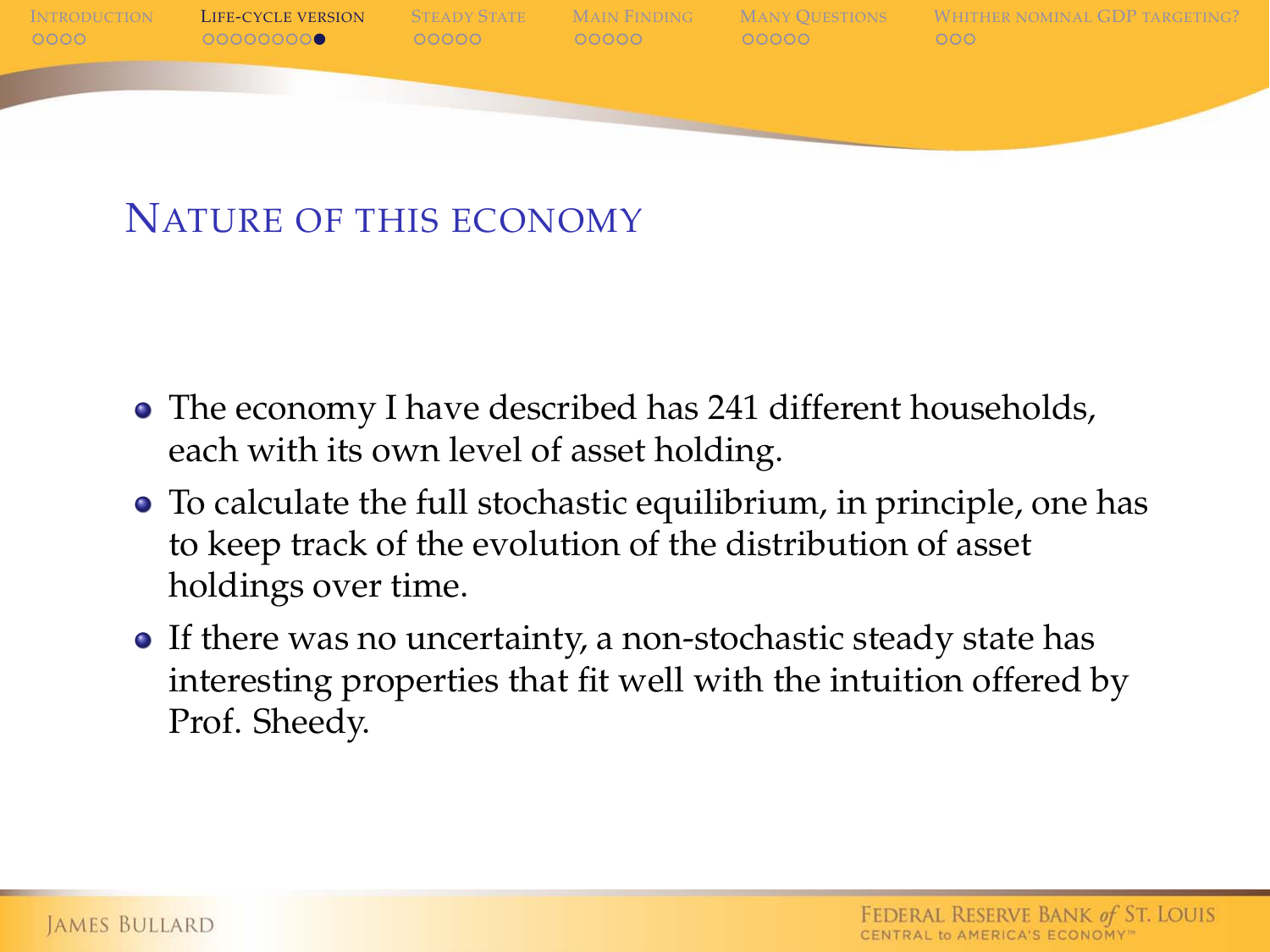## Nature of this economy

- The economy I have described has 241 different households, each with its own level of asset holding.
- To calculate the full stochastic equilibrium, in principle, one has to keep track of the evolution of the distribution of asset holdings over time.
- If there was no uncertainty, a non-stochastic steady state has interesting properties that fit well with the intuition offered by Prof. Sheedy.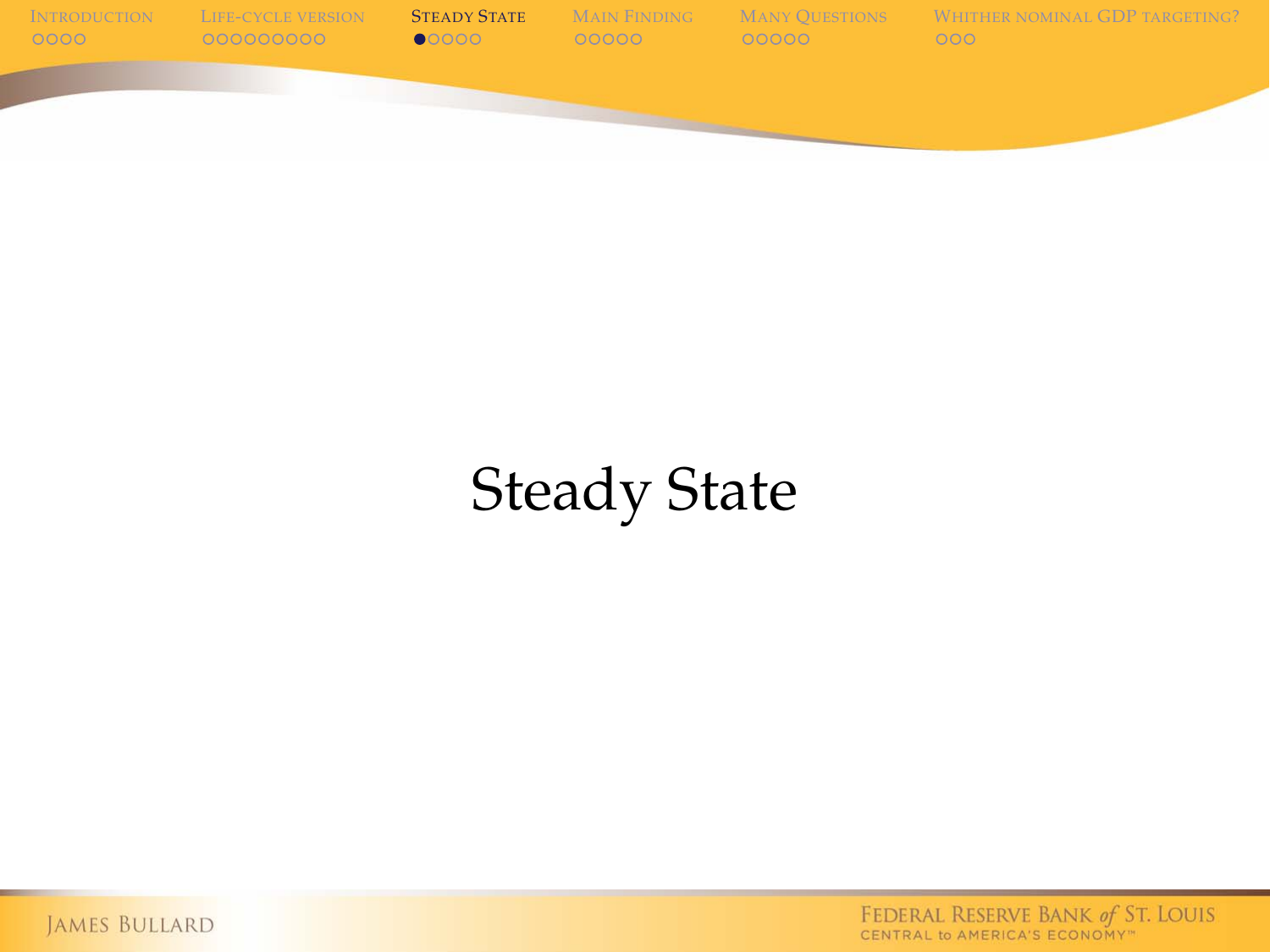# Steady State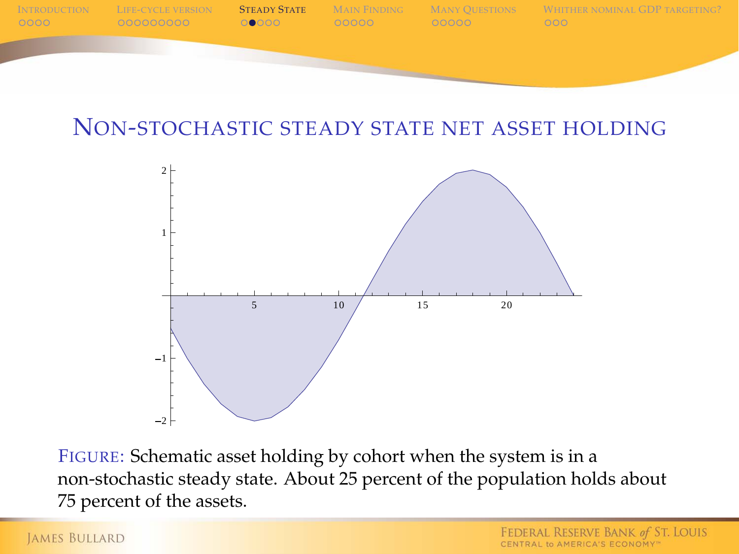## Non-stochastic steady state net asset holding

FIGURE: Schematic asset holding by cohort when the system is in a non-stochastic steady state. About 25 percent of the population holds about 75 percent of the assets.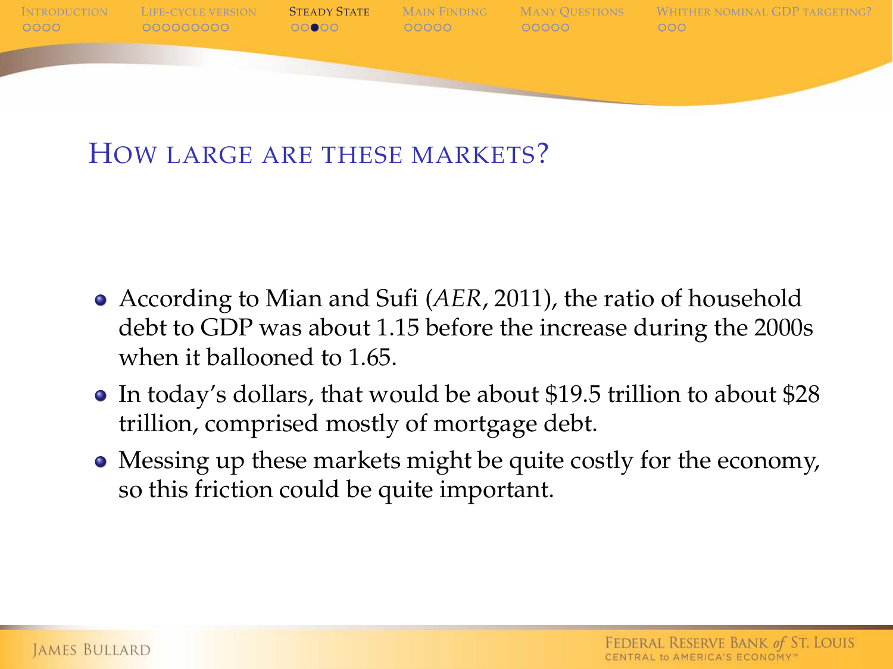## How large are these markets?

- According to Mian and Sufi (*AER*, 2011), the ratio of household debt to GDP was about 1.15 before the increase during the 2000s when it ballooned to 1.65.
- In today's dollars, that would be about $19.5 trillion to about $28 trillion, comprised mostly of mortgage debt.
- Messing up these markets might be quite costly for the economy, so this friction could be quite important.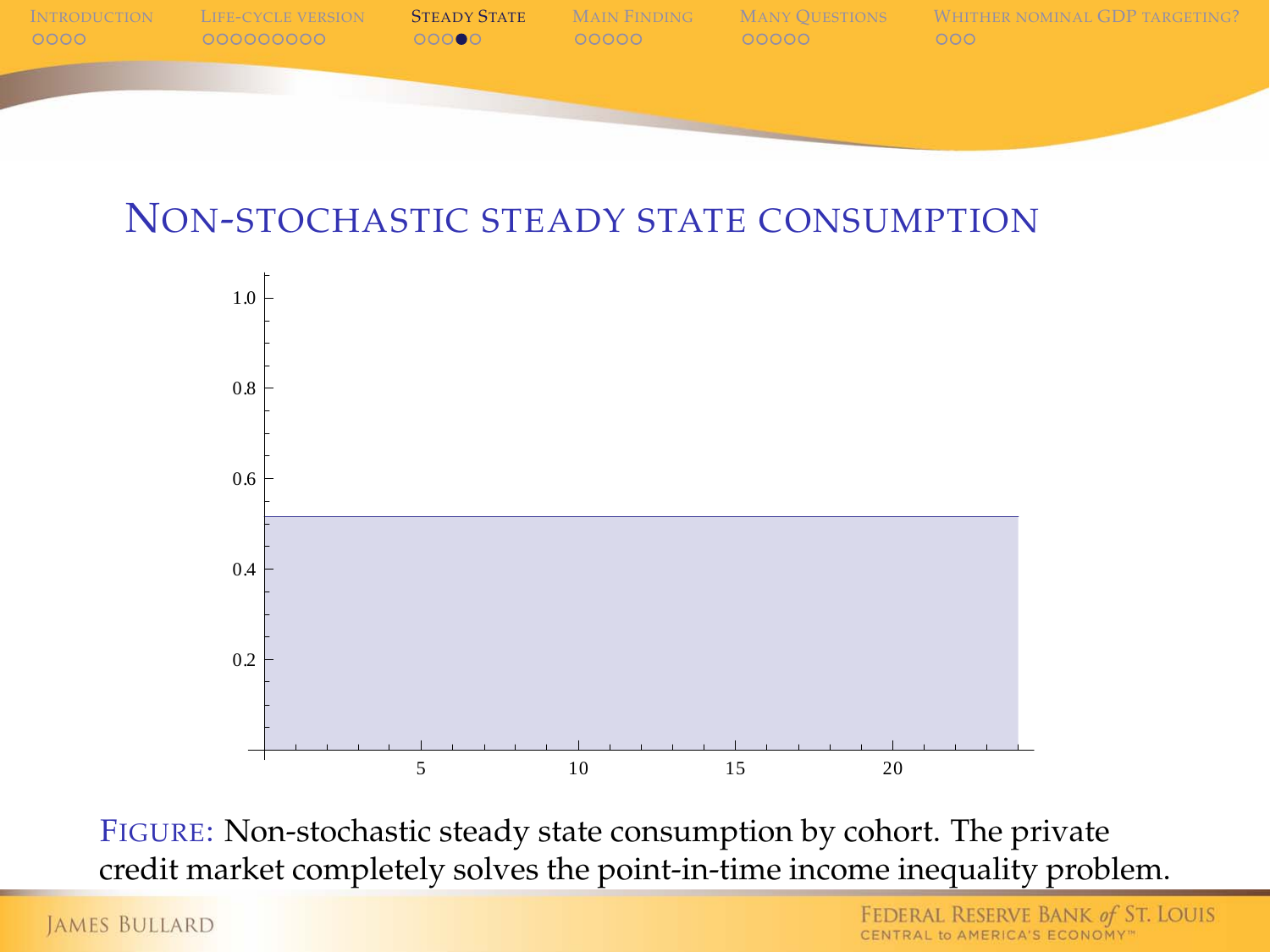## Non-stochastic steady state consumption

Figure: Non-stochastic steady state consumption by cohort. The private credit market completely solves the point-in-time income inequality problem.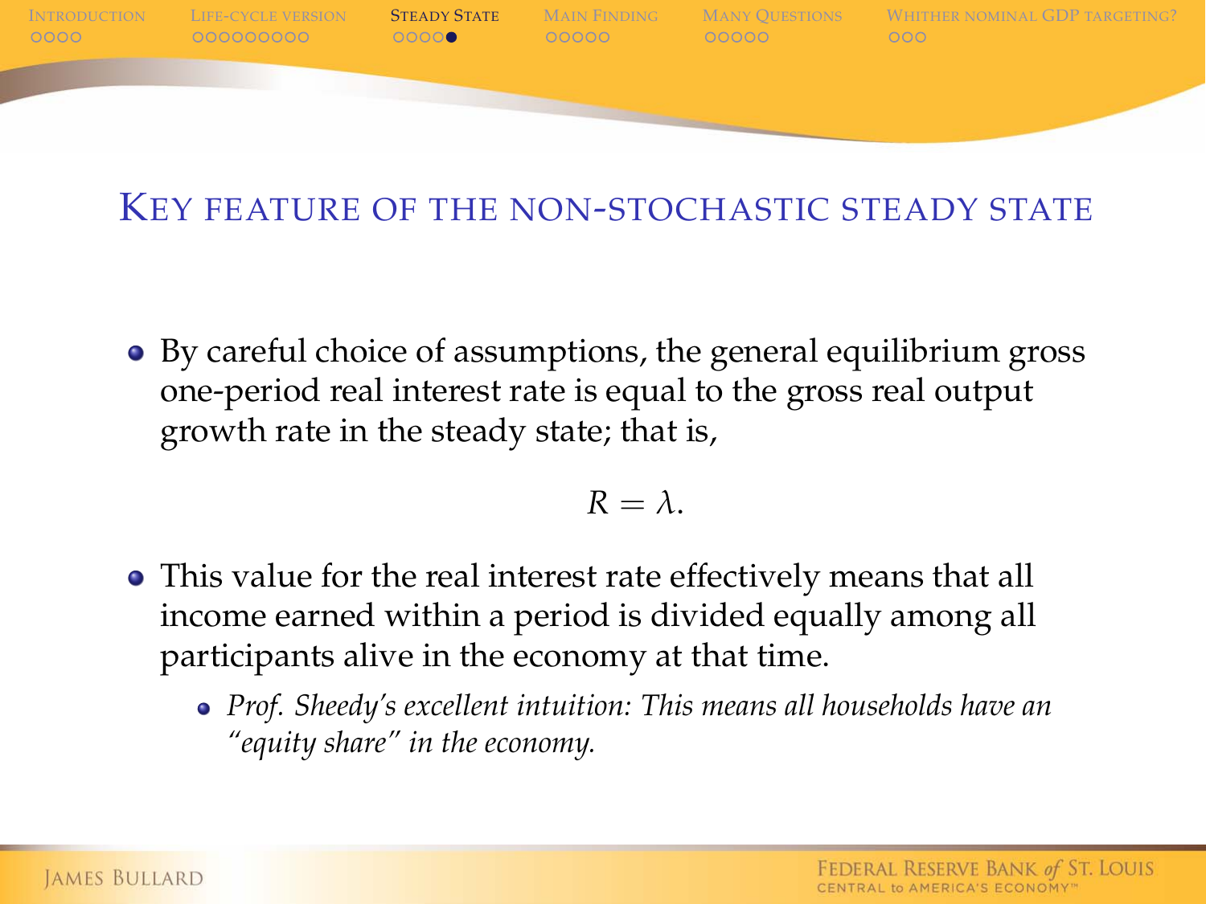## Key feature of the non-stochastic steady state

- By careful choice of assumptions, the general equilibrium gross one-period real interest rate is equal to the gross real output growth rate in the steady state; that is,

$$R = \lambda.$$

- This value for the real interest rate effectively means that all income earned within a period is divided equally among all participants alive in the economy at that time.
  - *Prof. Sheedy's excellent intuition: This means all households have an "equity share" in the economy.*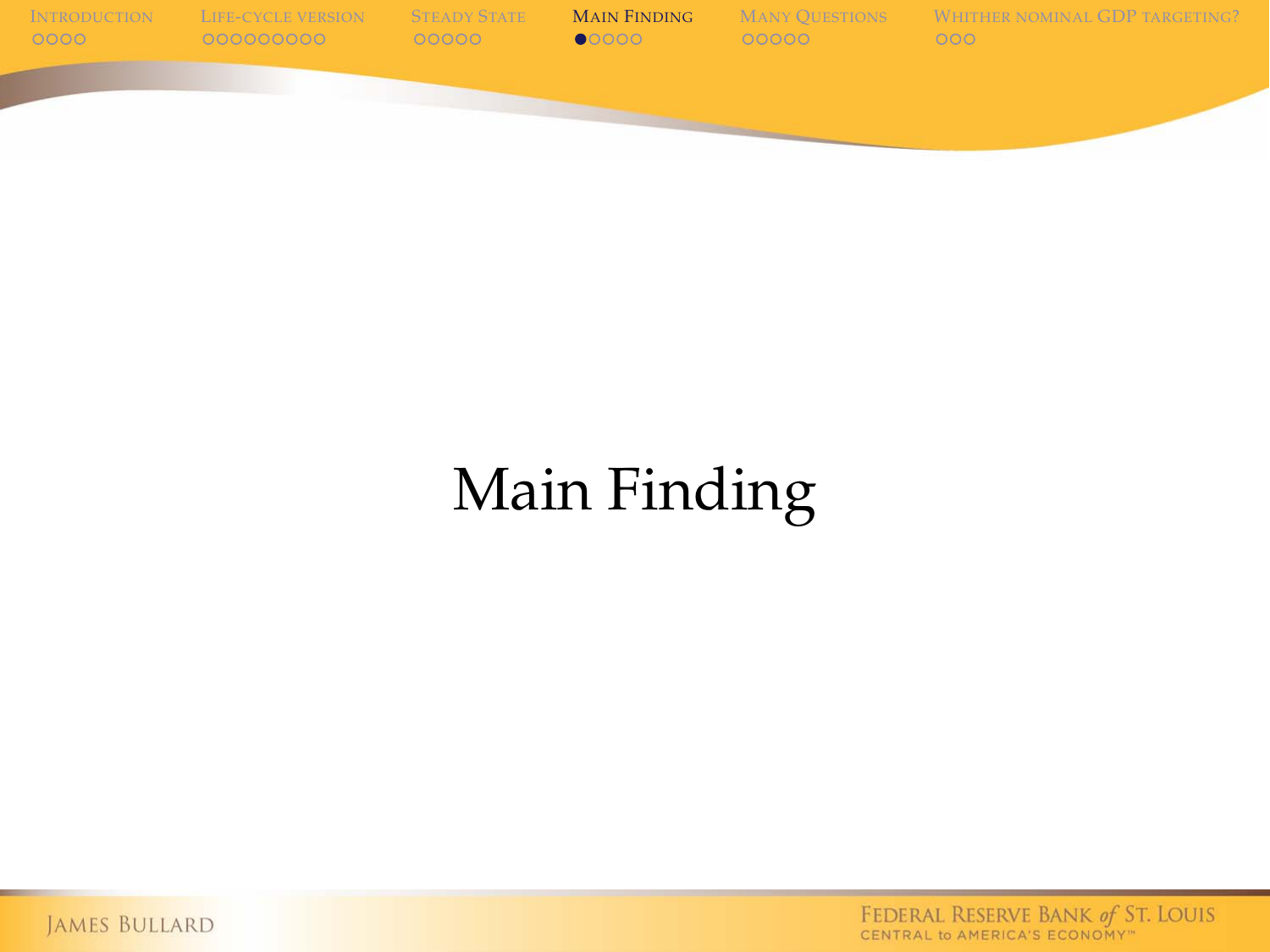# Main Finding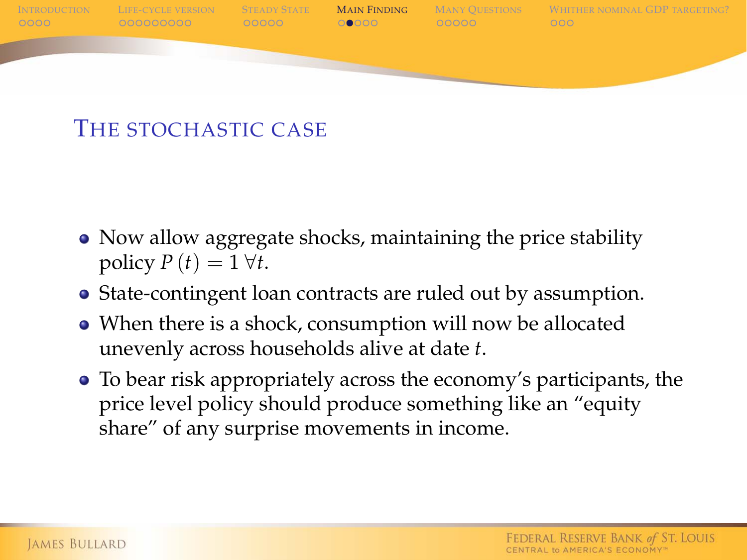## The stochastic case

- Now allow aggregate shocks, maintaining the price stability policy $P(t) = 1 \; \forall t$.
- State-contingent loan contracts are ruled out by assumption.
- When there is a shock, consumption will now be allocated unevenly across households alive at date $t$.
- To bear risk appropriately across the economy's participants, the price level policy should produce something like an "equity share" of any surprise movements in income.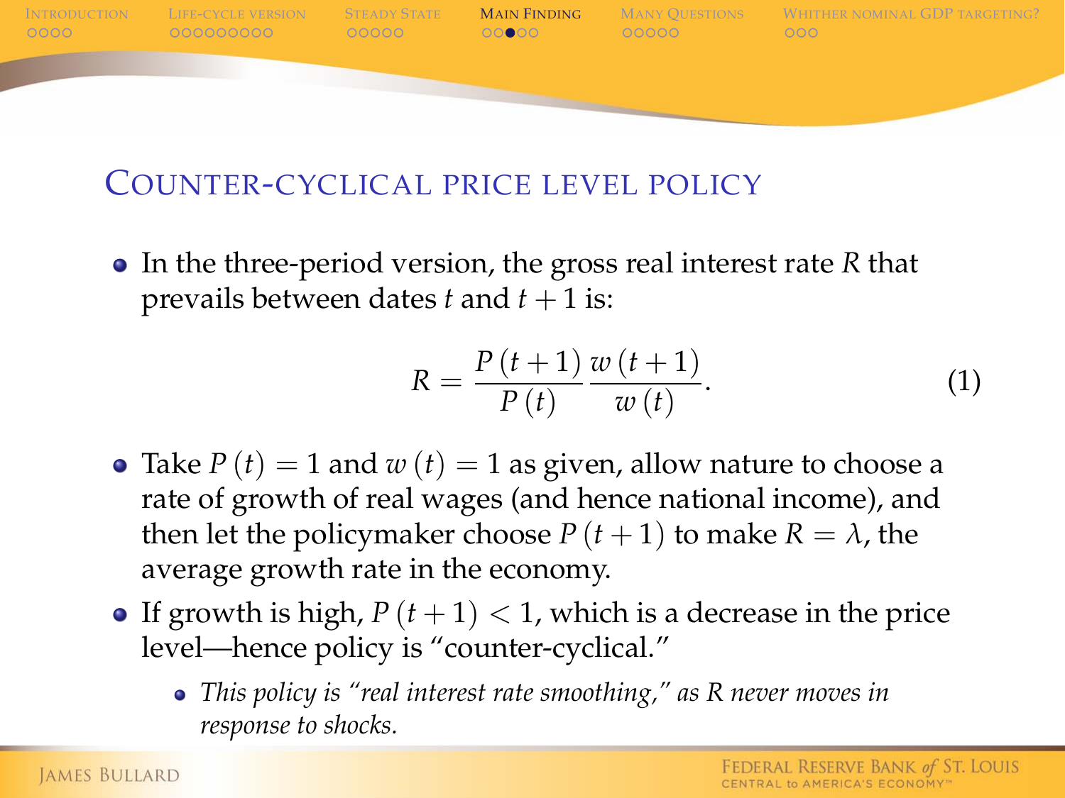## Counter-cyclical price level policy

- In the three-period version, the gross real interest rate $R$ that prevails between dates $t$ and $t+1$ is:

$$R = \frac{P\left(t+1\right)}{P\left(t\right)} \frac{w\left(t+1\right)}{w\left(t\right)}. \tag{1}$$

- Take $P\left(t\right) = 1$ and $w\left(t\right) = 1$ as given, allow nature to choose a rate of growth of real wages (and hence national income), and then let the policymaker choose $P\left(t+1\right)$ to make $R = \lambda$, the average growth rate in the economy.
- If growth is high, $P\left(t+1\right) < 1$, which is a decrease in the price level—hence policy is "counter-cyclical."
  - *This policy is "real interest rate smoothing," as $R$ never moves in response to shocks.*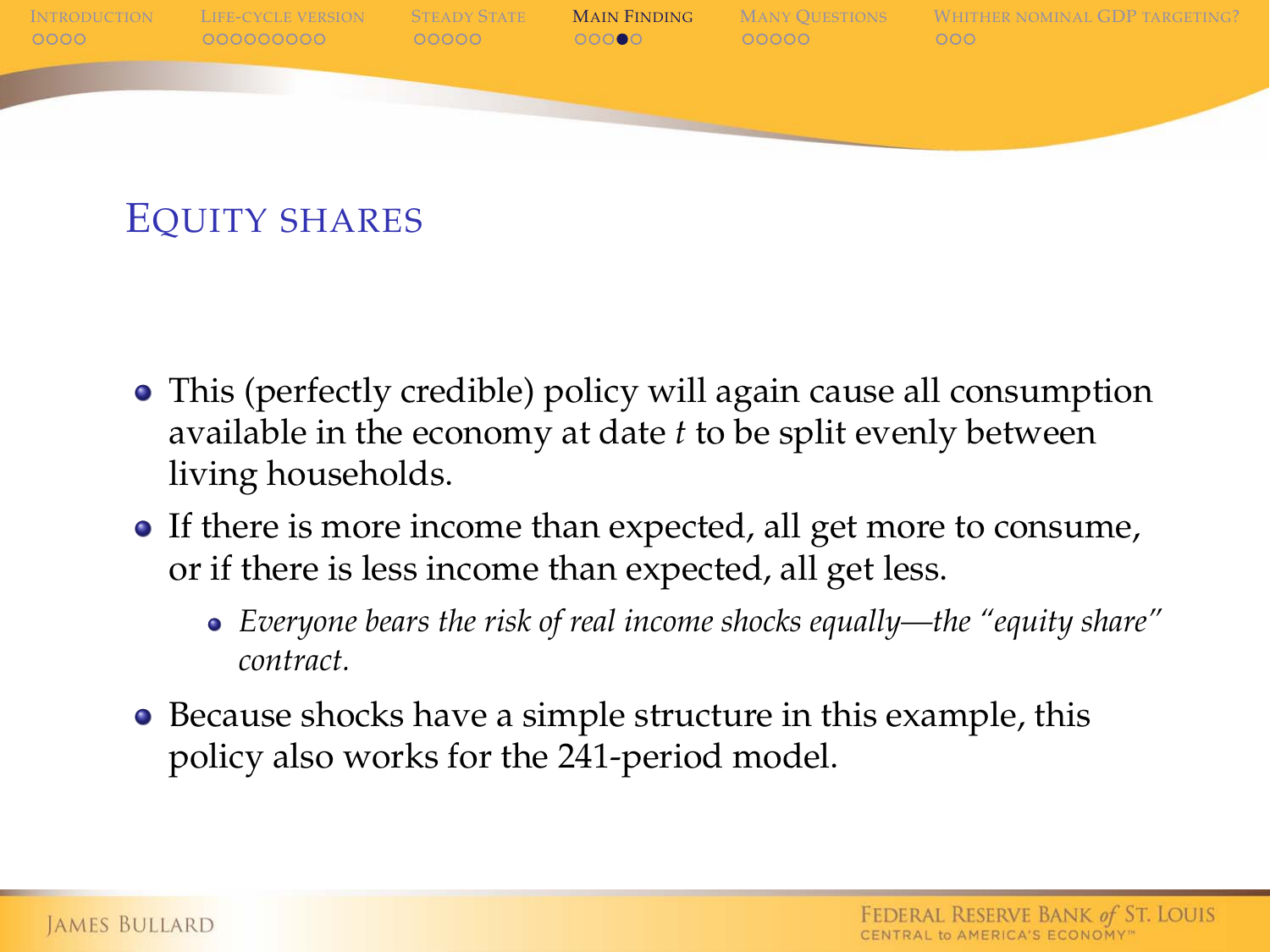## Equity shares

- This (perfectly credible) policy will again cause all consumption available in the economy at date $t$ to be split evenly between living households.
- If there is more income than expected, all get more to consume, or if there is less income than expected, all get less.
  - *Everyone bears the risk of real income shocks equally—the "equity share" contract.*
- Because shocks have a simple structure in this example, this policy also works for the 241-period model.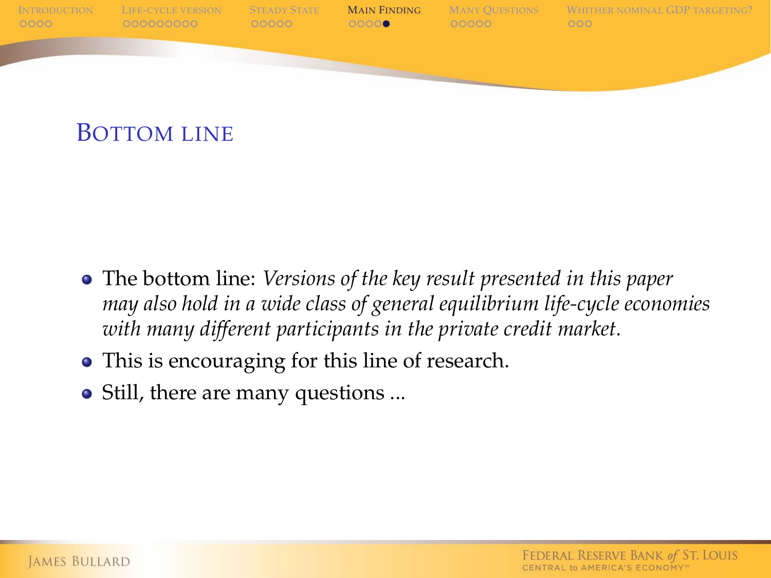## Bottom line

- The bottom line: *Versions of the key result presented in this paper may also hold in a wide class of general equilibrium life-cycle economies with many different participants in the private credit market.*
- This is encouraging for this line of research.
- Still, there are many questions ...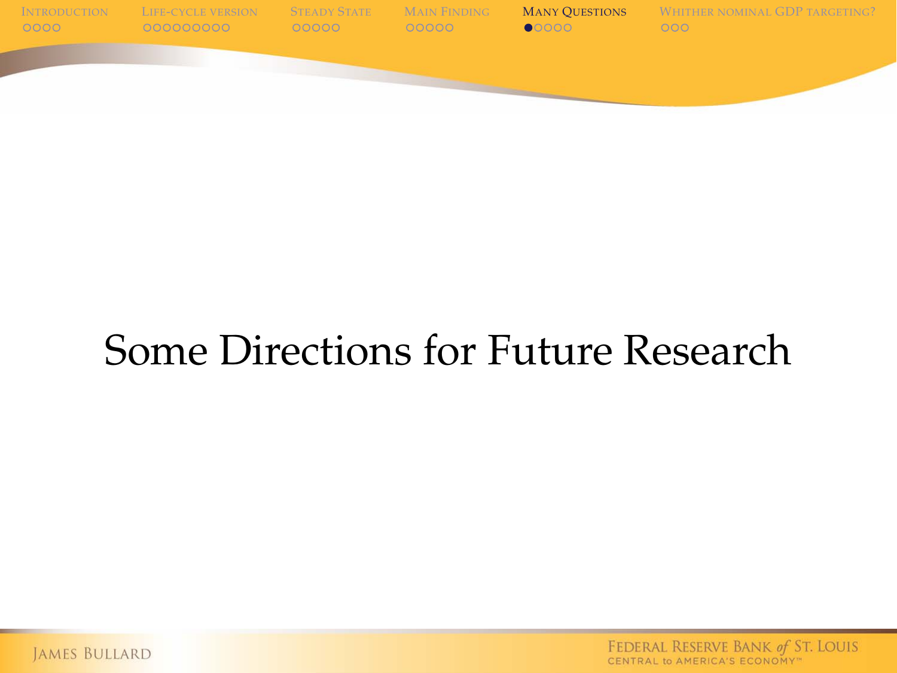# Some Directions for Future Research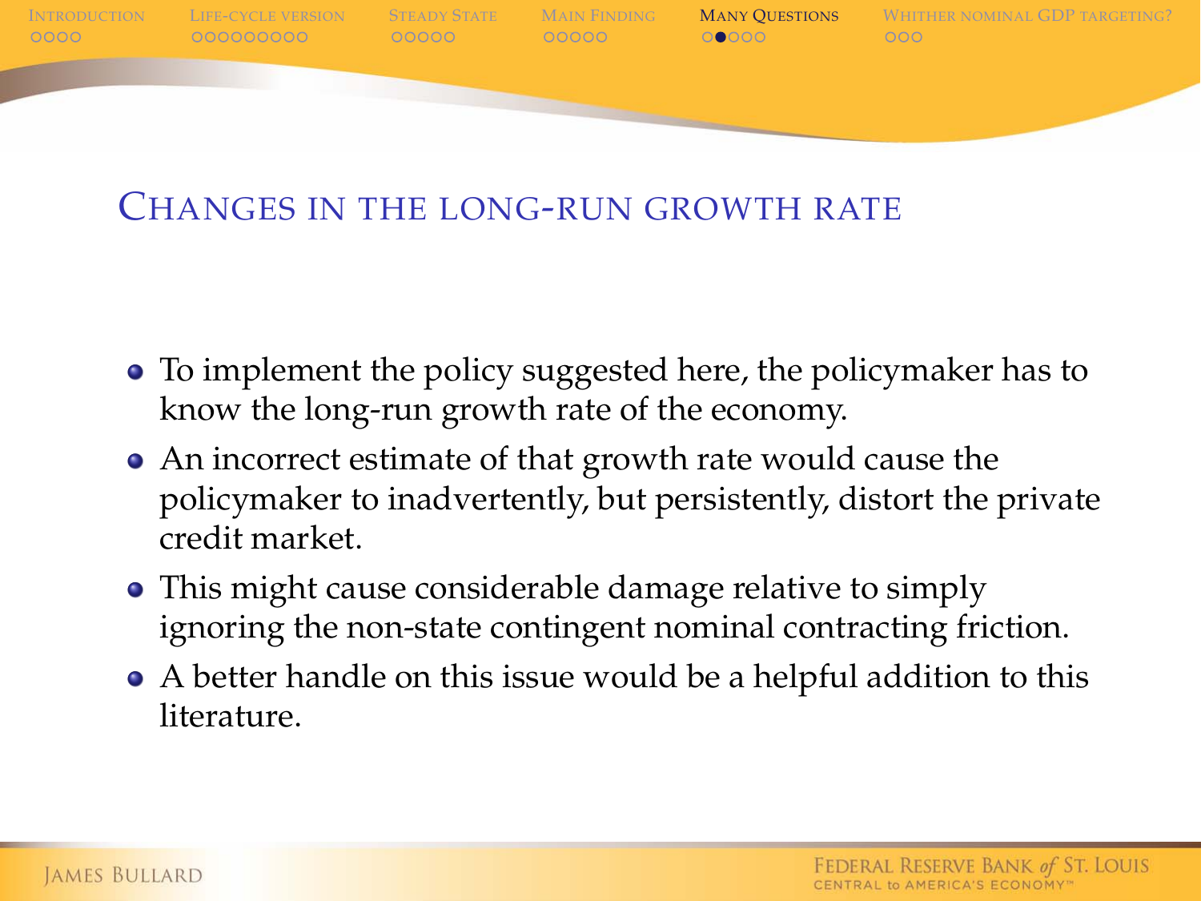## Changes in the long-run growth rate

- To implement the policy suggested here, the policymaker has to know the long-run growth rate of the economy.
- An incorrect estimate of that growth rate would cause the policymaker to inadvertently, but persistently, distort the private credit market.
- This might cause considerable damage relative to simply ignoring the non-state contingent nominal contracting friction.
- A better handle on this issue would be a helpful addition to this literature.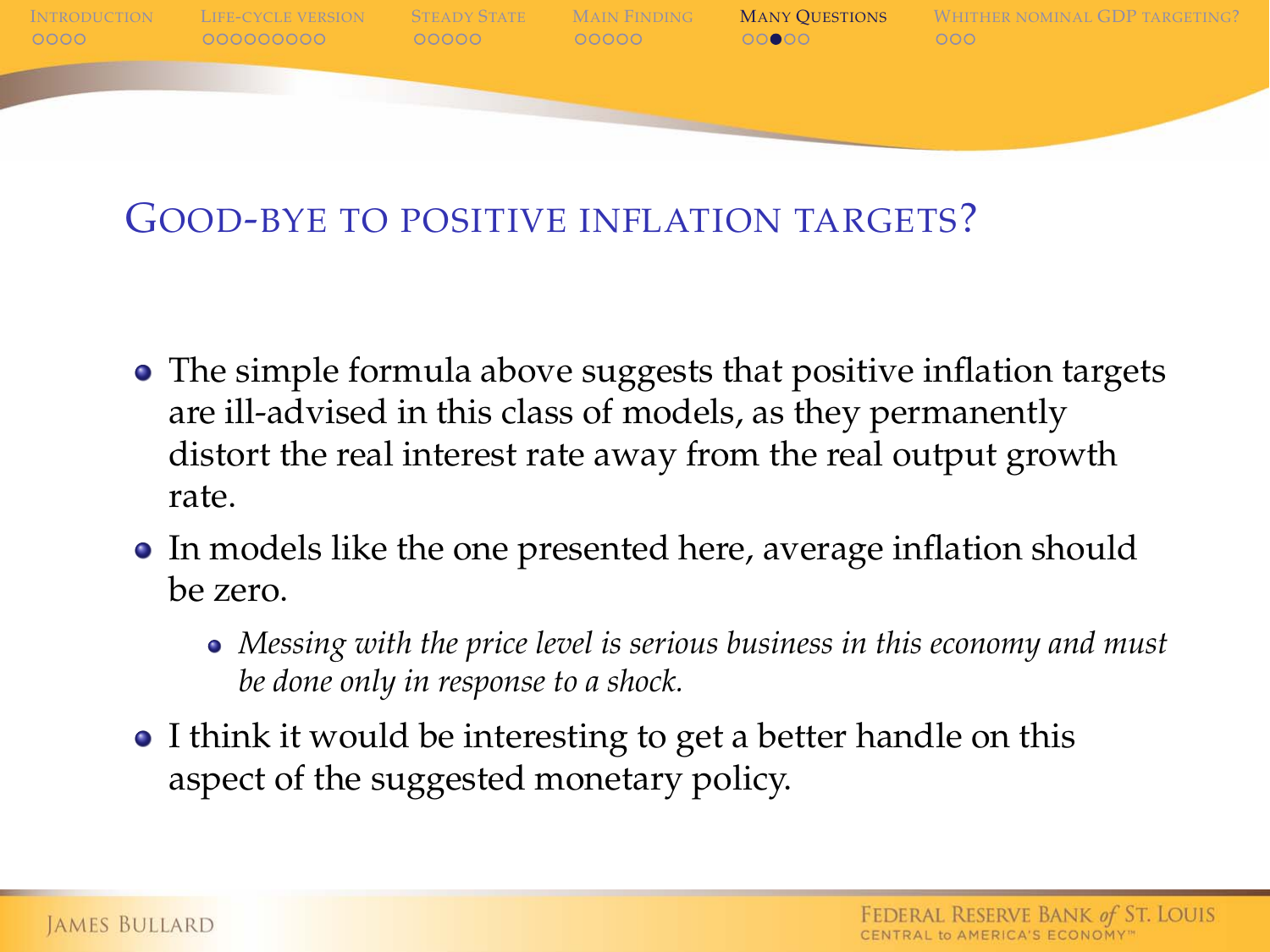## Good-bye to positive inflation targets?

- The simple formula above suggests that positive inflation targets are ill-advised in this class of models, as they permanently distort the real interest rate away from the real output growth rate.
- In models like the one presented here, average inflation should be zero.
  - *Messing with the price level is serious business in this economy and must be done only in response to a shock.*
- I think it would be interesting to get a better handle on this aspect of the suggested monetary policy.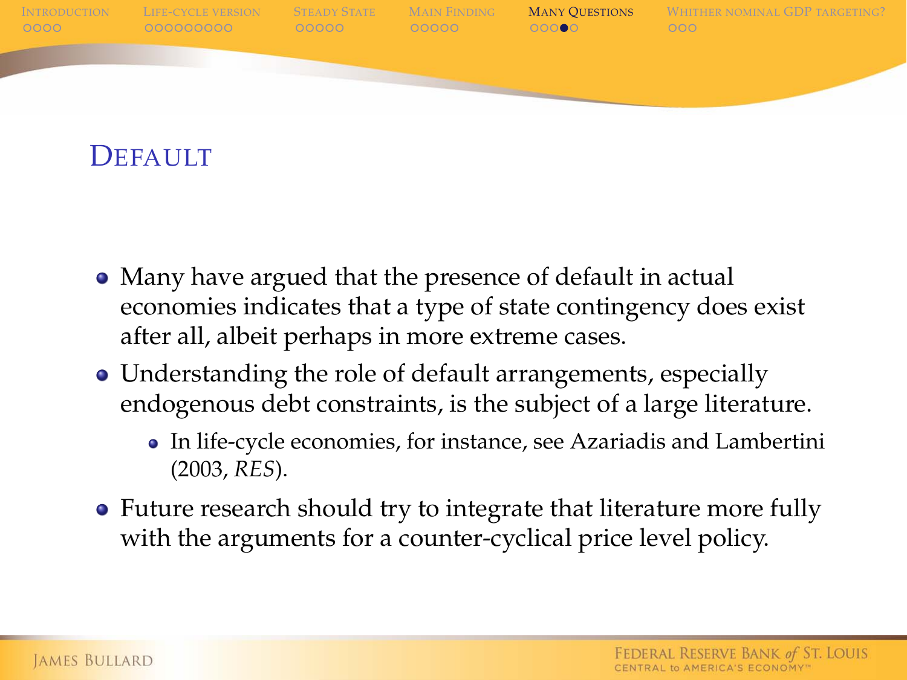## Default

- Many have argued that the presence of default in actual economies indicates that a type of state contingency does exist after all, albeit perhaps in more extreme cases.
- Understanding the role of default arrangements, especially endogenous debt constraints, is the subject of a large literature.
  - In life-cycle economies, for instance, see Azariadis and Lambertini (2003, *RES*).
- Future research should try to integrate that literature more fully with the arguments for a counter-cyclical price level policy.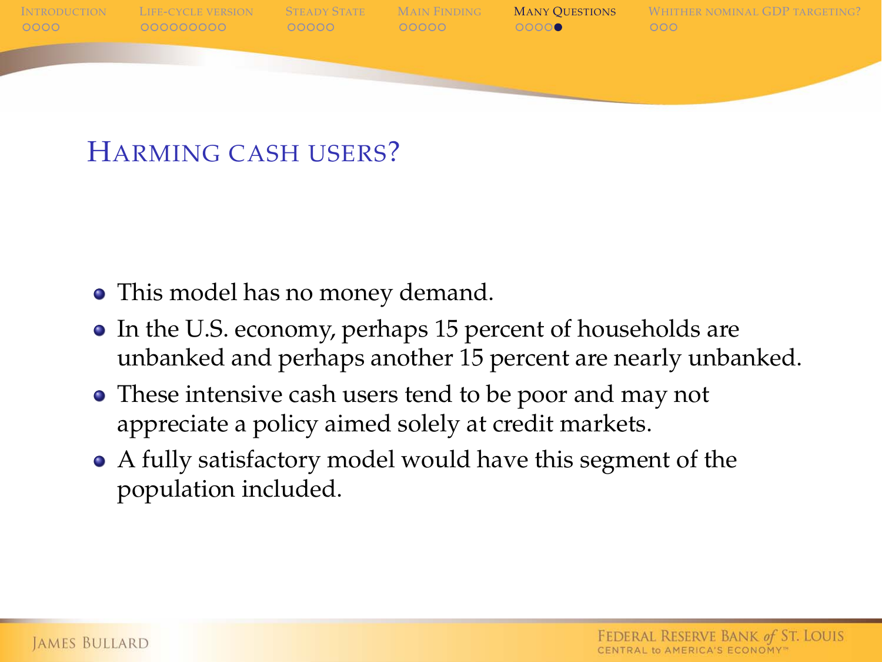## Harming cash users?

- This model has no money demand.
- In the U.S. economy, perhaps 15 percent of households are unbanked and perhaps another 15 percent are nearly unbanked.
- These intensive cash users tend to be poor and may not appreciate a policy aimed solely at credit markets.
- A fully satisfactory model would have this segment of the population included.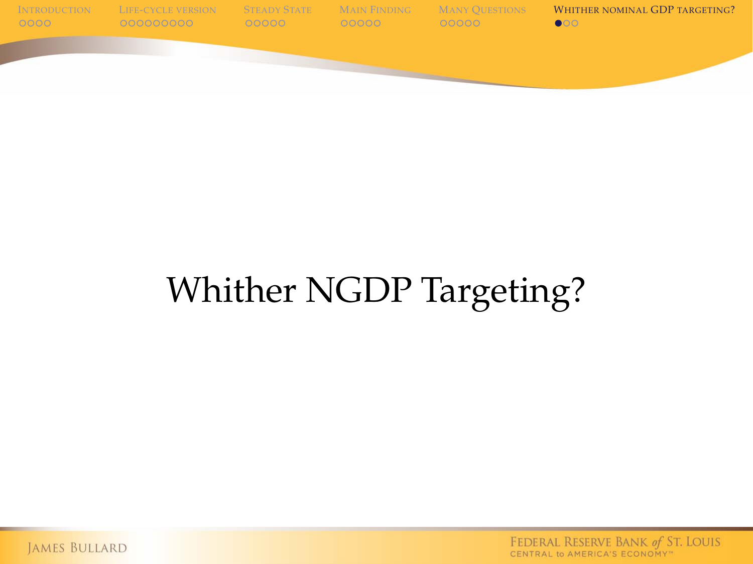# Whither NGDP Targeting?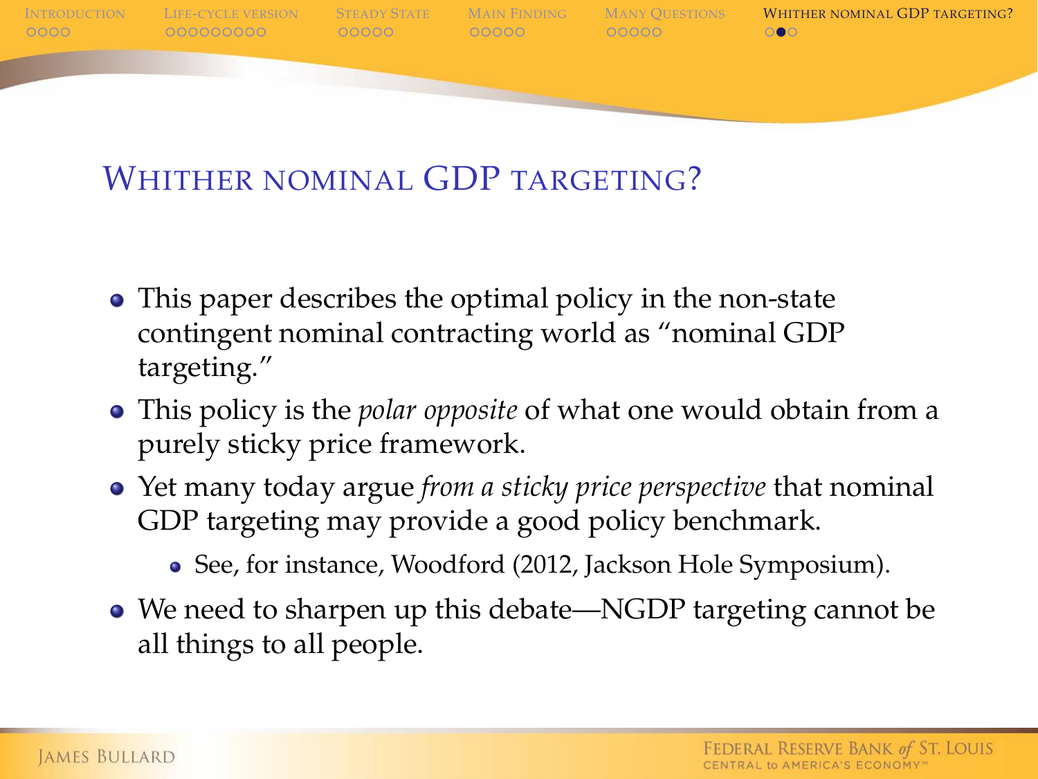## Whither nominal GDP targeting?

- This paper describes the optimal policy in the non-state contingent nominal contracting world as "nominal GDP targeting."
- This policy is the *polar opposite* of what one would obtain from a purely sticky price framework.
- Yet many today argue *from a sticky price perspective* that nominal GDP targeting may provide a good policy benchmark.
  - See, for instance, Woodford (2012, Jackson Hole Symposium).
- We need to sharpen up this debate—NGDP targeting cannot be all things to all people.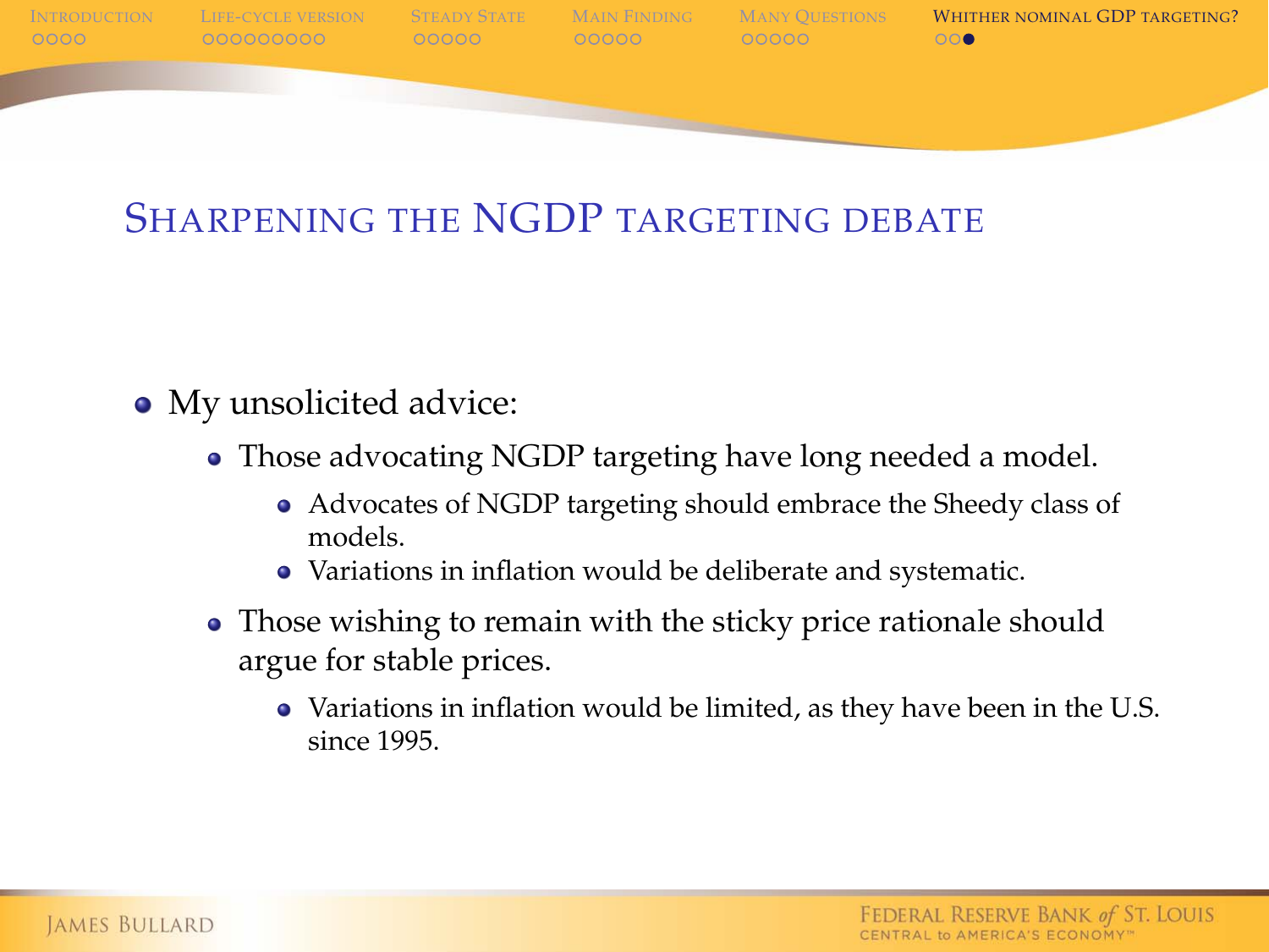## Sharpening the NGDP targeting debate

- My unsolicited advice:
  - Those advocating NGDP targeting have long needed a model.
    - Advocates of NGDP targeting should embrace the Sheedy class of models.
    - Variations in inflation would be deliberate and systematic.
  - Those wishing to remain with the sticky price rationale should argue for stable prices.
    - Variations in inflation would be limited, as they have been in the U.S. since 1995.